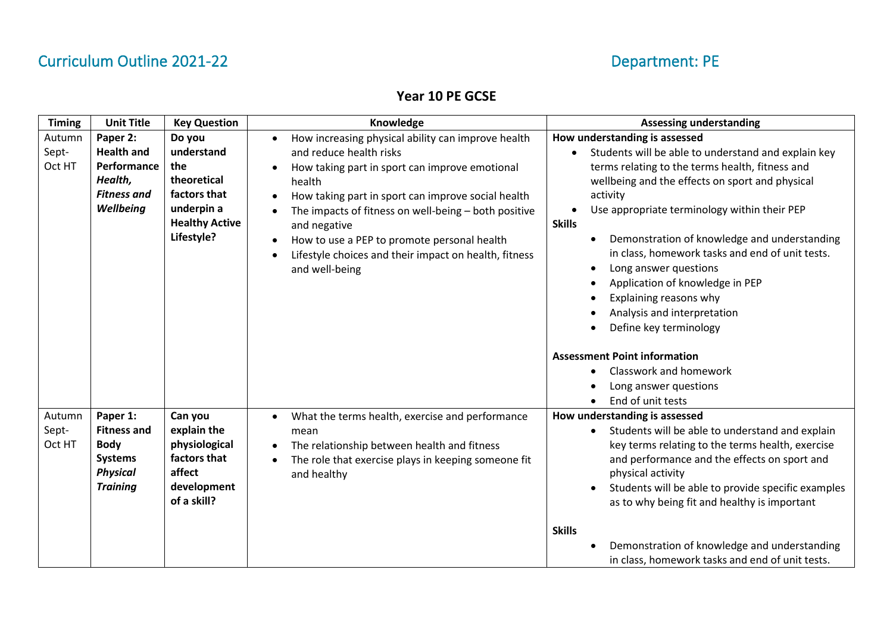Curriculum Outline 2021-22 Department: PE

## Year 10 PE GCSE

| Timing | Unit Title | Key Question | Knowledge | Assessing understanding |
|---|---|---|---|---|
| Autumn Sept-Oct HT | **Paper 2: Health and Performance** ***Health, Fitness and Wellbeing*** | **Do you understand the theoretical factors that underpin a Healthy Active Lifestyle?** | • How increasing physical ability can improve health and reduce health risks<br>• How taking part in sport can improve emotional health<br>• How taking part in sport can improve social health<br>• The impacts of fitness on well-being – both positive and negative<br>• How to use a PEP to promote personal health<br>• Lifestyle choices and their impact on health, fitness and well-being | **How understanding is assessed**<br>• Students will be able to understand and explain key terms relating to the terms health, fitness and wellbeing and the effects on sport and physical activity<br>• Use appropriate terminology within their PEP<br>**Skills**<br>• Demonstration of knowledge and understanding in class, homework tasks and end of unit tests.<br>• Long answer questions<br>• Application of knowledge in PEP<br>• Explaining reasons why<br>• Analysis and interpretation<br>• Define key terminology<br><br>**Assessment Point information**<br>• Classwork and homework<br>• Long answer questions<br>• End of unit tests |
| Autumn Sept-Oct HT | **Paper 1: Fitness and Body Systems** ***Physical Training*** | **Can you explain the physiological factors that affect development of a skill?** | • What the terms health, exercise and performance mean<br>• The relationship between health and fitness<br>• The role that exercise plays in keeping someone fit and healthy | **How understanding is assessed**<br>• Students will be able to understand and explain key terms relating to the terms health, exercise and performance and the effects on sport and physical activity<br>• Students will be able to provide specific examples as to why being fit and healthy is important<br><br>**Skills**<br>• Demonstration of knowledge and understanding in class, homework tasks and end of unit tests. |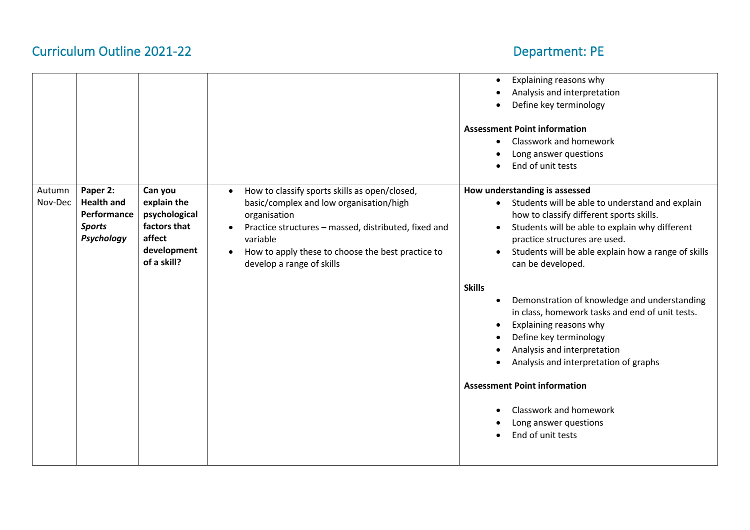# Curriculum Outline 2021-22

## Department: PE

| | | | | |
|---|---|---|---|---|
| | | | | • Explaining reasons why<br>• Analysis and interpretation<br>• Define key terminology<br><br>**Assessment Point information**<br>• Classwork and homework<br>• Long answer questions<br>• End of unit tests |
| Autumn Nov-Dec | **Paper 2: Health and Performance** ***Sports Psychology*** | **Can you explain the psychological factors that affect development of a skill?** | • How to classify sports skills as open/closed, basic/complex and low organisation/high organisation<br>• Practice structures – massed, distributed, fixed and variable<br>• How to apply these to choose the best practice to develop a range of skills | **How understanding is assessed**<br>• Students will be able to understand and explain how to classify different sports skills.<br>• Students will be able to explain why different practice structures are used.<br>• Students will be able explain how a range of skills can be developed.<br><br>**Skills**<br>• Demonstration of knowledge and understanding in class, homework tasks and end of unit tests.<br>• Explaining reasons why<br>• Define key terminology<br>• Analysis and interpretation<br>• Analysis and interpretation of graphs<br><br>**Assessment Point information**<br>• Classwork and homework<br>• Long answer questions<br>• End of unit tests |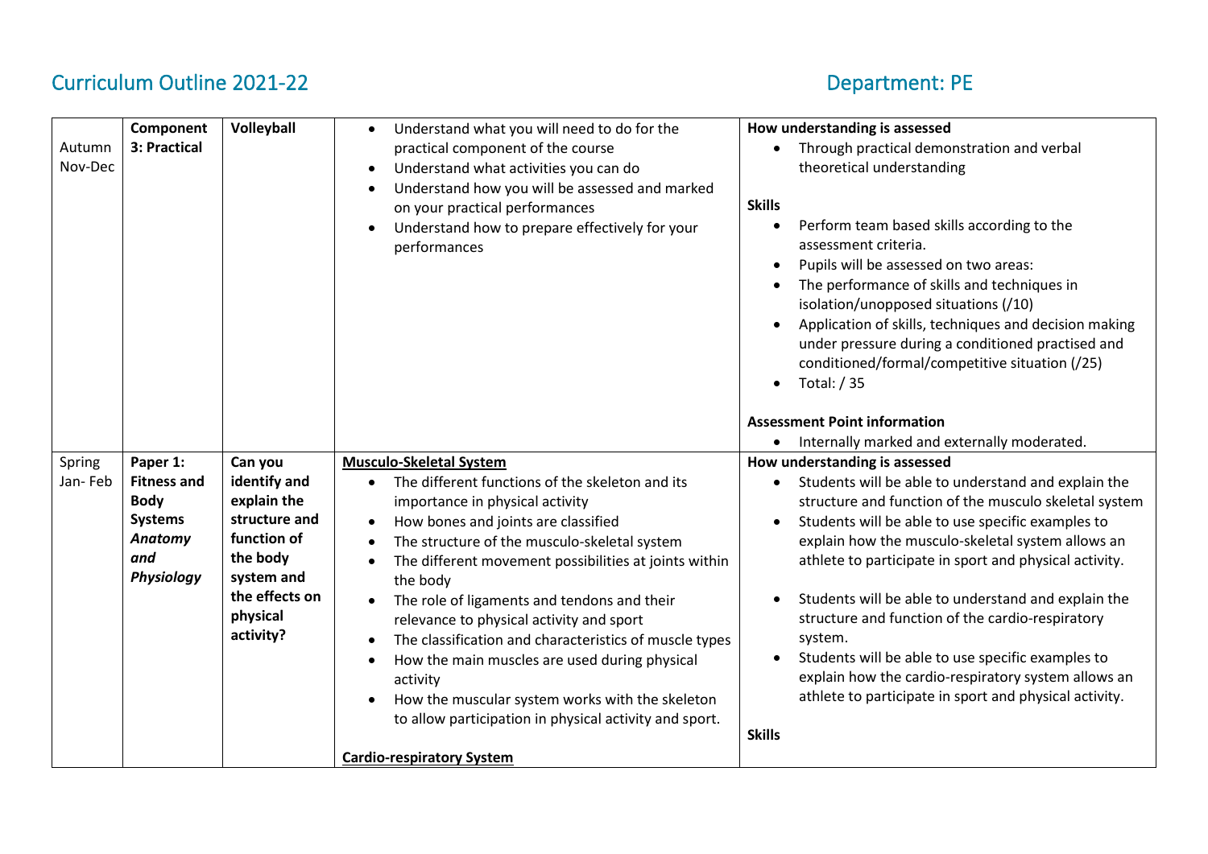Curriculum Outline 2021-22

Department: PE

| | | | | |
|---|---|---|---|---|
| Autumn Nov-Dec | **Component 3: Practical** | **Volleyball** | • Understand what you will need to do for the practical component of the course<br>• Understand what activities you can do<br>• Understand how you will be assessed and marked on your practical performances<br>• Understand how to prepare effectively for your performances | **How understanding is assessed**<br>• Through practical demonstration and verbal theoretical understanding<br><br>**Skills**<br>• Perform team based skills according to the assessment criteria.<br>• Pupils will be assessed on two areas:<br>• The performance of skills and techniques in isolation/unopposed situations (/10)<br>• Application of skills, techniques and decision making under pressure during a conditioned practised and conditioned/formal/competitive situation (/25)<br>• Total: / 35<br><br>**Assessment Point information**<br>• Internally marked and externally moderated. |
| Spring Jan- Feb | **Paper 1: Fitness and Body Systems *Anatomy and Physiology*** | **Can you identify and explain the structure and function of the body system and the effects on physical activity?** | **Musculo-Skeletal System**<br>• The different functions of the skeleton and its importance in physical activity<br>• How bones and joints are classified<br>• The structure of the musculo-skeletal system<br>• The different movement possibilities at joints within the body<br>• The role of ligaments and tendons and their relevance to physical activity and sport<br>• The classification and characteristics of muscle types<br>• How the main muscles are used during physical activity<br>• How the muscular system works with the skeleton to allow participation in physical activity and sport.<br><br>**Cardio-respiratory System** | **How understanding is assessed**<br>• Students will be able to understand and explain the structure and function of the musculo skeletal system<br>• Students will be able to use specific examples to explain how the musculo-skeletal system allows an athlete to participate in sport and physical activity.<br><br>• Students will be able to understand and explain the structure and function of the cardio-respiratory system.<br>• Students will be able to use specific examples to explain how the cardio-respiratory system allows an athlete to participate in sport and physical activity.<br><br>**Skills** |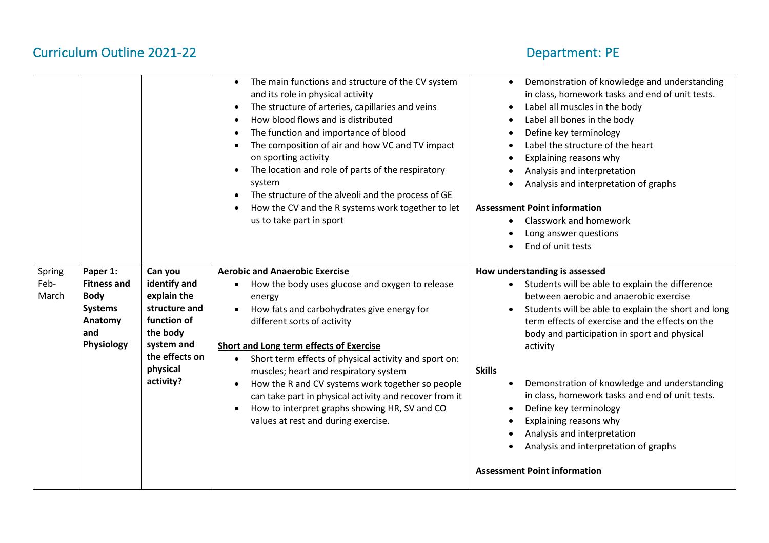# Curriculum Outline 2021-22

# Department: PE

| | | | | |
|---|---|---|---|---|
| | | | • The main functions and structure of the CV system and its role in physical activity<br>• The structure of arteries, capillaries and veins<br>• How blood flows and is distributed<br>• The function and importance of blood<br>• The composition of air and how VC and TV impact on sporting activity<br>• The location and role of parts of the respiratory system<br>• The structure of the alveoli and the process of GE<br>• How the CV and the R systems work together to let us to take part in sport | • Demonstration of knowledge and understanding in class, homework tasks and end of unit tests.<br>• Label all muscles in the body<br>• Label all bones in the body<br>• Define key terminology<br>• Label the structure of the heart<br>• Explaining reasons why<br>• Analysis and interpretation<br>• Analysis and interpretation of graphs<br><br>**Assessment Point information**<br>• Classwork and homework<br>• Long answer questions<br>• End of unit tests |
| Spring Feb-March | **Paper 1: Fitness and Body Systems Anatomy and Physiology** | **Can you identify and explain the structure and function of the body system and the effects on physical activity?** | **Aerobic and Anaerobic Exercise**<br>• How the body uses glucose and oxygen to release energy<br>• How fats and carbohydrates give energy for different sorts of activity<br><br>**Short and Long term effects of Exercise**<br>• Short term effects of physical activity and sport on: muscles; heart and respiratory system<br>• How the R and CV systems work together so people can take part in physical activity and recover from it<br>• How to interpret graphs showing HR, SV and CO values at rest and during exercise. | **How understanding is assessed**<br>• Students will be able to explain the difference between aerobic and anaerobic exercise<br>• Students will be able to explain the short and long term effects of exercise and the effects on the body and participation in sport and physical activity<br><br>**Skills**<br>• Demonstration of knowledge and understanding in class, homework tasks and end of unit tests.<br>• Define key terminology<br>• Explaining reasons why<br>• Analysis and interpretation<br>• Analysis and interpretation of graphs<br><br>**Assessment Point information** |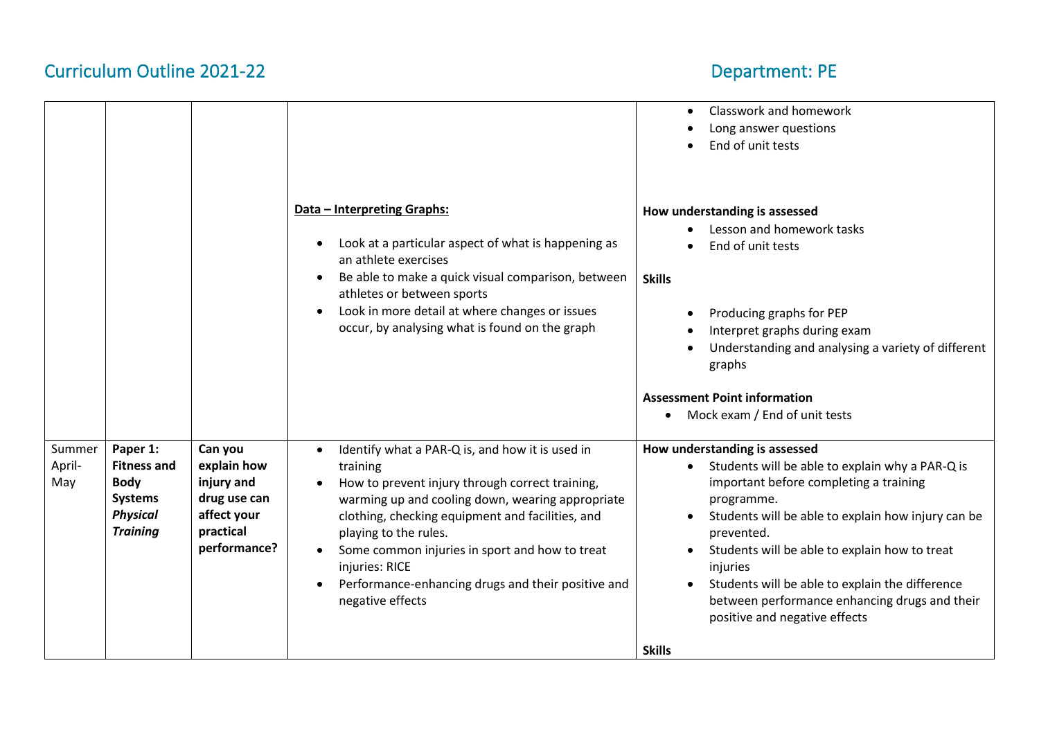# Curriculum Outline 2021-22

# Department: PE

| | | | | |
|---|---|---|---|---|
| | | | **Data – Interpreting Graphs:**<br>• Look at a particular aspect of what is happening as an athlete exercises<br>• Be able to make a quick visual comparison, between athletes or between sports<br>• Look in more detail at where changes or issues occur, by analysing what is found on the graph | • Classwork and homework<br>• Long answer questions<br>• End of unit tests<br><br>**How understanding is assessed**<br>• Lesson and homework tasks<br>• End of unit tests<br><br>**Skills**<br>• Producing graphs for PEP<br>• Interpret graphs during exam<br>• Understanding and analysing a variety of different graphs<br><br>**Assessment Point information**<br>• Mock exam / End of unit tests |
| Summer April-May | **Paper 1: Fitness and Body Systems** ***Physical Training*** | **Can you explain how injury and drug use can affect your practical performance?** | • Identify what a PAR-Q is, and how it is used in training<br>• How to prevent injury through correct training, warming up and cooling down, wearing appropriate clothing, checking equipment and facilities, and playing to the rules.<br>• Some common injuries in sport and how to treat injuries: RICE<br>• Performance-enhancing drugs and their positive and negative effects | **How understanding is assessed**<br>• Students will be able to explain why a PAR-Q is important before completing a training programme.<br>• Students will be able to explain how injury can be prevented.<br>• Students will be able to explain how to treat injuries<br>• Students will be able to explain the difference between performance enhancing drugs and their positive and negative effects<br><br>**Skills** |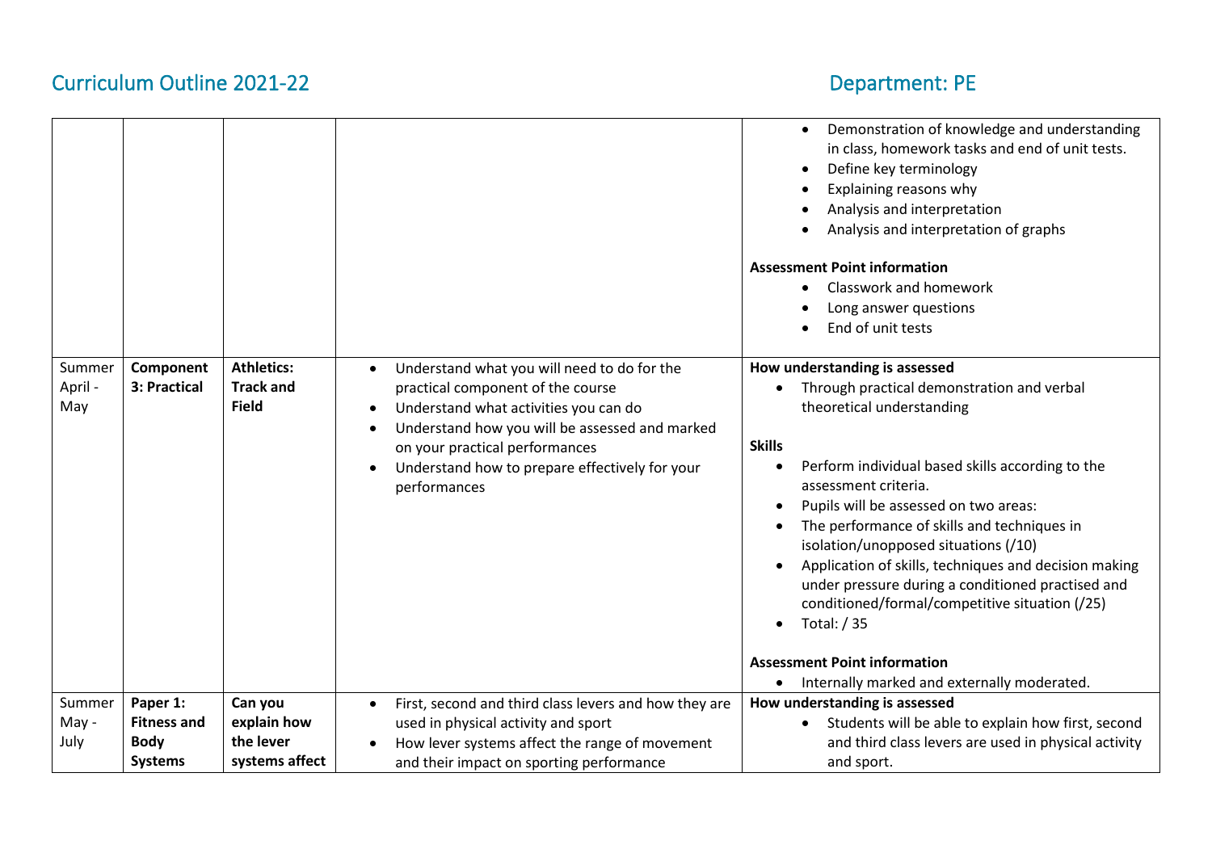## Curriculum Outline 2021-22

## Department: PE

| | | | | |
|---|---|---|---|---|
| | | | | • Demonstration of knowledge and understanding in class, homework tasks and end of unit tests.<br>• Define key terminology<br>• Explaining reasons why<br>• Analysis and interpretation<br>• Analysis and interpretation of graphs<br><br>**Assessment Point information**<br>• Classwork and homework<br>• Long answer questions<br>• End of unit tests |
| Summer April - May | **Component 3: Practical** | **Athletics: Track and Field** | • Understand what you will need to do for the practical component of the course<br>• Understand what activities you can do<br>• Understand how you will be assessed and marked on your practical performances<br>• Understand how to prepare effectively for your performances | **How understanding is assessed**<br>• Through practical demonstration and verbal theoretical understanding<br><br>**Skills**<br>• Perform individual based skills according to the assessment criteria.<br>• Pupils will be assessed on two areas:<br>• The performance of skills and techniques in isolation/unopposed situations (/10)<br>• Application of skills, techniques and decision making under pressure during a conditioned practised and conditioned/formal/competitive situation (/25)<br>• Total: / 35<br><br>**Assessment Point information**<br>• Internally marked and externally moderated. |
| Summer May - July | **Paper 1: Fitness and Body Systems** | **Can you explain how the lever systems affect** | • First, second and third class levers and how they are used in physical activity and sport<br>• How lever systems affect the range of movement and their impact on sporting performance | **How understanding is assessed**<br>• Students will be able to explain how first, second and third class levers are used in physical activity and sport. |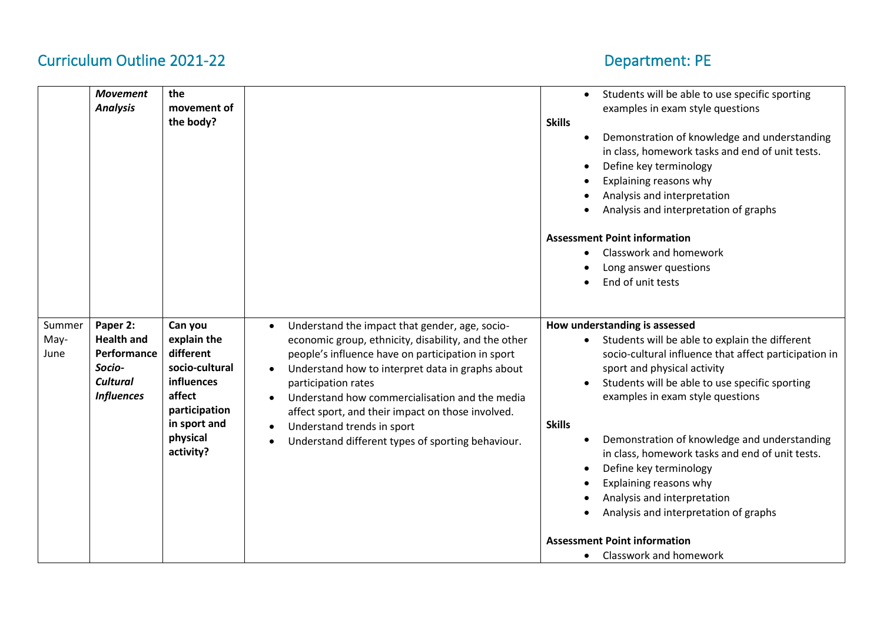# Curriculum Outline 2021-22

## Department: PE

| | | | | |
|---|---|---|---|---|
| | ***Movement Analysis*** | **the movement of the body?** | | • Students will be able to use specific sporting examples in exam style questions<br>**Skills**<br>• Demonstration of knowledge and understanding in class, homework tasks and end of unit tests.<br>• Define key terminology<br>• Explaining reasons why<br>• Analysis and interpretation<br>• Analysis and interpretation of graphs<br><br>**Assessment Point information**<br>• Classwork and homework<br>• Long answer questions<br>• End of unit tests |
| Summer May-June | **Paper 2: Health and Performance *Socio-Cultural Influences*** | **Can you explain the different socio-cultural influences affect participation in sport and physical activity?** | • Understand the impact that gender, age, socio-economic group, ethnicity, disability, and the other people's influence have on participation in sport<br>• Understand how to interpret data in graphs about participation rates<br>• Understand how commercialisation and the media affect sport, and their impact on those involved.<br>• Understand trends in sport<br>• Understand different types of sporting behaviour. | **How understanding is assessed**<br>• Students will be able to explain the different socio-cultural influence that affect participation in sport and physical activity<br>• Students will be able to use specific sporting examples in exam style questions<br><br>**Skills**<br>• Demonstration of knowledge and understanding in class, homework tasks and end of unit tests.<br>• Define key terminology<br>• Explaining reasons why<br>• Analysis and interpretation<br>• Analysis and interpretation of graphs<br><br>**Assessment Point information**<br>• Classwork and homework |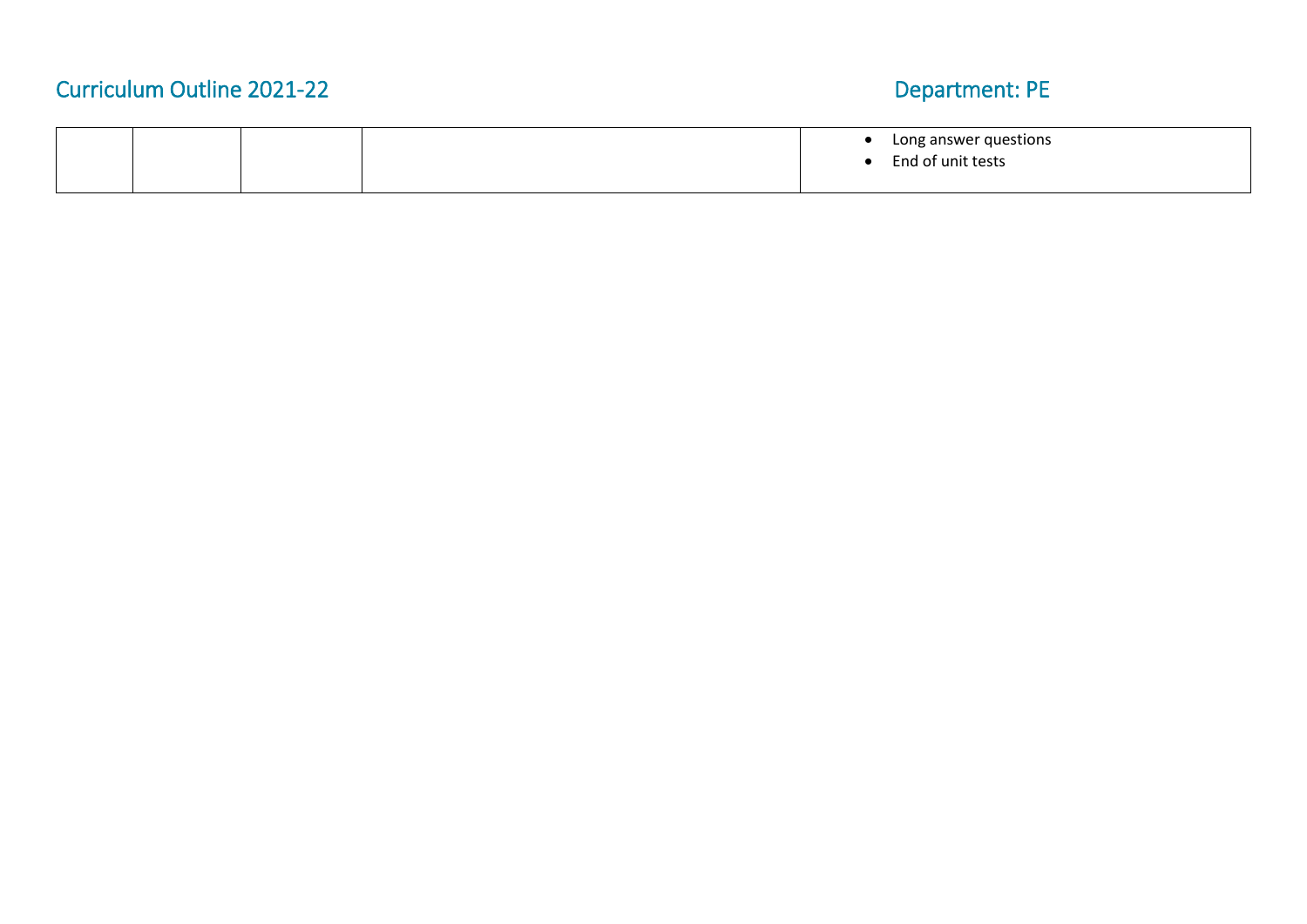| | | | | |
|---|---|---|---|---|
| | | | | • Long answer questions<br>• End of unit tests |